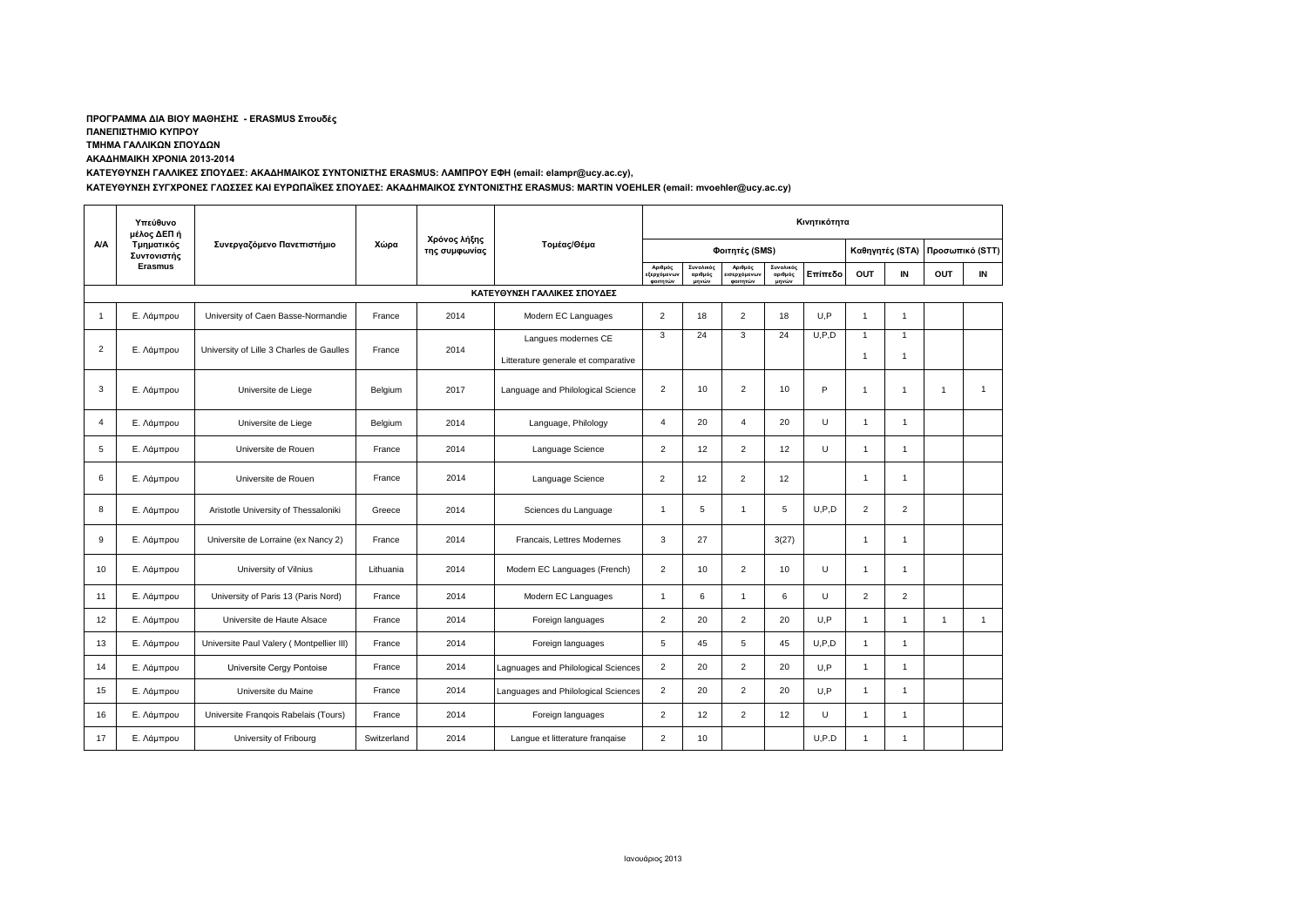**ΠΡΟΓΡΑΜΜΑ ΔΙΑ ΒΙΟΥ ΜΑΘΗΣΗΣ - ERASMUS Σπουδές**

**ΠΑΝΕΠΙΣΤΗΜΙΟ ΚΥΠΡΟΥ**

**ΤΜΗΜΑ ΓΑΛΛΙΚΩΝ ΣΠΟΥΔΩΝ**

**ΑΚΑΔΗΜΑΙΚΗ ΧΡΟΝΙΑ 2013-2014**

**ΚΑΤΕΥΘΥΝΣΗ ΓΑΛΛΙΚΕΣ ΣΠΟΥΔΕΣ: ΑΚΑΔΗΜΑΙΚΟΣ ΣΥΝΤΟΝΙΣΤΗΣ ERASMUS: ΛΑΜΠΡΟΥ ΕΦΗ (email: elampr@ucy.ac.cy),**

**ΚΑΤΕΥΘΥΝΣΗ ΣΥΓΧΡΟΝΕΣ ΓΛΩΣΣΕΣ ΚΑΙ ΕΥΡΩΠΑΪΚΕΣ ΣΠΟΥΔΕΣ: ΑΚΑΔΗΜΑΙΚΟΣ ΣΥΝΤΟΝΙΣΤΗΣ ERASMUS: MARTIN VOEHLER (email: mvoehler@ucy.ac.cy)**

| Α/Α | Υπεύθυνο μέλος ΔΕΠ ή Τμηματικός Συντονιστής Erasmus | Συνεργαζόμενο Πανεπιστήμιο | Χώρα | Χρόνος λήξης της συμφωνίας | Τομέας/Θέμα | Κινητικότητα | | | | | | | | |
|---|---|---|---|---|---|---|---|---|---|---|---|---|---|---|
| | | | | | | Φοιτητές (SMS) | | | | | Καθηγητές (STA) | | Προσωπικό (STT) | |
| | | | | | | Αριθμός εξερχόμενων φοιτητών | Συνολικός αριθμός μηνών | Αριθμός εισερχόμενων φοιτητών | Συνολικός αριθμός μηνών | Επίπεδο | OUT | IN | OUT | IN |
| **ΚΑΤΕΥΘΥΝΣΗ ΓΑΛΛΙΚΕΣ ΣΠΟΥΔΕΣ** | | | | | | | | | | | | | | |
| 1 | Ε. Λάμπρου | University of Caen Basse-Normandie | France | 2014 | Modern EC Languages | 2 | 18 | 2 | 18 | U,P | 1 | 1 | | |
| 2 | Ε. Λάμπρου | University of Lille 3 Charles de Gaulles | France | 2014 | Langues modernes CE | 3 | 24 | 3 | 24 | U,P,D | 1 | 1 | | |
| | | | | | Litterature generale et comparative | | | | | | 1 | 1 | | |
| 3 | Ε. Λάμπρου | Universite de Liege | Belgium | 2017 | Language and Philological Science | 2 | 10 | 2 | 10 | P | 1 | 1 | 1 | 1 |
| 4 | Ε. Λάμπρου | Universite de Liege | Belgium | 2014 | Language, Philology | 4 | 20 | 4 | 20 | U | 1 | 1 | | |
| 5 | Ε. Λάμπρου | Universite de Rouen | France | 2014 | Language Science | 2 | 12 | 2 | 12 | U | 1 | 1 | | |
| 6 | Ε. Λάμπρου | Universite de Rouen | France | 2014 | Language Science | 2 | 12 | 2 | 12 | | 1 | 1 | | |
| 8 | Ε. Λάμπρου | Aristotle University of Thessaloniki | Greece | 2014 | Sciences du Language | 1 | 5 | 1 | 5 | U,P,D | 2 | 2 | | |
| 9 | Ε. Λάμπρου | Universite de Lorraine (ex Nancy 2) | France | 2014 | Francais, Lettres Modernes | 3 | 27 | | 3(27) | | 1 | 1 | | |
| 10 | Ε. Λάμπρου | University of Vilnius | Lithuania | 2014 | Modern EC Languages (French) | 2 | 10 | 2 | 10 | U | 1 | 1 | | |
| 11 | Ε. Λάμπρου | University of Paris 13 (Paris Nord) | France | 2014 | Modern EC Languages | 1 | 6 | 1 | 6 | U | 2 | 2 | | |
| 12 | Ε. Λάμπρου | Universite de Haute Alsace | France | 2014 | Foreign languages | 2 | 20 | 2 | 20 | U,P | 1 | 1 | 1 | 1 |
| 13 | Ε. Λάμπρου | Universite Paul Valery ( Montpellier III) | France | 2014 | Foreign languages | 5 | 45 | 5 | 45 | U,P,D | 1 | 1 | | |
| 14 | Ε. Λάμπρου | Universite Cergy Pontoise | France | 2014 | Lagnuages and Philological Sciences | 2 | 20 | 2 | 20 | U,P | 1 | 1 | | |
| 15 | Ε. Λάμπρου | Universite du Maine | France | 2014 | Languages and Philological Sciences | 2 | 20 | 2 | 20 | U,P | 1 | 1 | | |
| 16 | Ε. Λάμπρου | Universite Franqois Rabelais (Tours) | France | 2014 | Foreign languages | 2 | 12 | 2 | 12 | U | 1 | 1 | | |
| 17 | Ε. Λάμπρου | University of Fribourg | Switzerland | 2014 | Langue et litterature franqaise | 2 | 10 | | | U,P.D | 1 | 1 | | |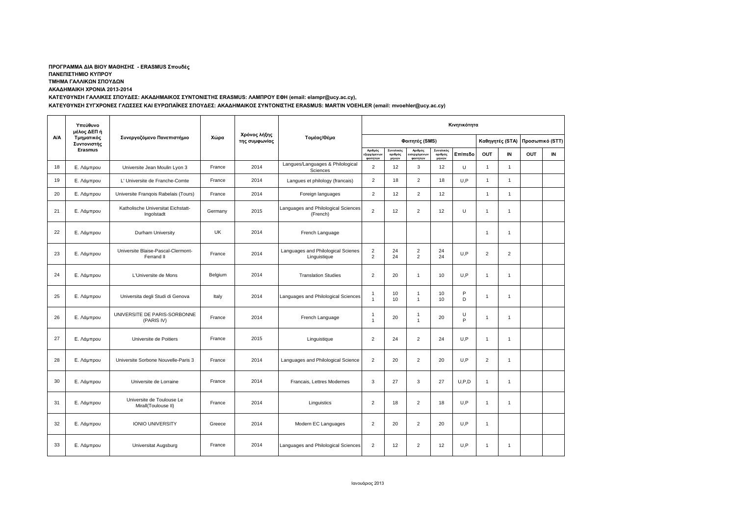**ΠΡΟΓΡΑΜΜΑ ΔΙΑ ΒΙΟΥ ΜΑΘΗΣΗΣ - ERASMUS Σπουδές**

**ΠΑΝΕΠΙΣΤΗΜΙΟ ΚΥΠΡΟΥ**

**ΤΜΗΜΑ ΓΑΛΛΙΚΩΝ ΣΠΟΥΔΩΝ**

**ΑΚΑΔΗΜΑΙΚΗ ΧΡΟΝΙΑ 2013-2014**

**ΚΑΤΕΥΘΥΝΣΗ ΓΑΛΛΙΚΕΣ ΣΠΟΥΔΕΣ: ΑΚΑΔΗΜΑΙΚΟΣ ΣΥΝΤΟΝΙΣΤΗΣ ERASMUS: ΛΑΜΠΡΟΥ ΕΦΗ (email: elampr@ucy.ac.cy),**

**ΚΑΤΕΥΘΥΝΣΗ ΣΥΓΧΡΟΝΕΣ ΓΛΩΣΣΕΣ ΚΑΙ ΕΥΡΩΠΑΪΚΕΣ ΣΠΟΥΔΕΣ: ΑΚΑΔΗΜΑΙΚΟΣ ΣΥΝΤΟΝΙΣΤΗΣ ERASMUS: MARTIN VOEHLER (email: mvoehler@ucy.ac.cy)**

| Α/Α | Υπεύθυνο μέλος ΔΕΠ ή Τμηματικός Συντονιστής Erasmus | Συνεργαζόμενο Πανεπιστήμιο | Χώρα | Χρόνος λήξης της συμφωνίας | Τομέας/Θέμα | Κινητικότητα | | | | | | | | |
|---|---|---|---|---|---|---|---|---|---|---|---|---|---|---|
| | | | | | | Φοιτητές (SMS) | | | | | Καθηγητές (STA) | | Προσωπικό (STT) | |
| | | | | | | Αριθμός εξερχόμενων φοιτητών | Συνολικός αριθμός μηνών | Αριθμός εισερχόμενων φοιτητών | Συνολικός αριθμός μηνών | Επίπεδο | OUT | IN | OUT | IN |
| 18 | Ε. Λάμπρου | Universite Jean Moulin Lyon 3 | France | 2014 | Langues/Languages & Philological Sciences | 2 | 12 | 3 | 12 | U | 1 | 1 | | |
| 19 | Ε. Λάμπρου | L' Universite de Franche-Comte | France | 2014 | Langues et philology (francais) | 2 | 18 | 2 | 18 | U,P | 1 | 1 | | |
| 20 | Ε. Λάμπρου | Universite François Rabelais (Tours) | France | 2014 | Foreign languages | 2 | 12 | 2 | 12 | | 1 | 1 | | |
| 21 | Ε. Λάμπρου | Katholische Universitat Eichstatt-Ingolstadt | Germany | 2015 | Languages and Philological Sciences (French) | 2 | 12 | 2 | 12 | U | 1 | 1 | | |
| 22 | Ε. Λάμπρου | Durham University | UK | 2014 | French Language | | | | | | 1 | 1 | | |
| 23 | Ε. Λάμπρου | Universite Blaise-Pascal-Clermont-Ferrand II | France | 2014 | Languages and Philological Scienes Linguistique | 2<br>2 | 24<br>24 | 2<br>2 | 24<br>24 | U,P | 2 | 2 | | |
| 24 | Ε. Λάμπρου | L'Universite de Mons | Belgium | 2014 | Translation Studies | 2 | 20 | 1 | 10 | U,P | 1 | 1 | | |
| 25 | Ε. Λάμπρου | Universita degli Studi di Genova | Italy | 2014 | Languages and Philological Sciences | 1<br>1 | 10<br>10 | 1<br>1 | 10<br>10 | P<br>D | 1 | 1 | | |
| 26 | Ε. Λάμπρου | UNIVERSITE DE PARIS-SORBONNE (PARIS IV) | France | 2014 | French Language | 1<br>1 | 20 | 1<br>1 | 20 | U<br>P | 1 | 1 | | |
| 27 | Ε. Λάμπρου | Universite de Poitiers | France | 2015 | Linguistique | 2 | 24 | 2 | 24 | U,P | 1 | 1 | | |
| 28 | Ε. Λάμπρου | Universite Sorbone Nouvelle-Paris 3 | France | 2014 | Languages and Philological Science | 2 | 20 | 2 | 20 | U,P | 2 | 1 | | |
| 30 | Ε. Λάμπρου | Universite de Lorraine | France | 2014 | Francais, Lettres Modernes | 3 | 27 | 3 | 27 | U,P,D | 1 | 1 | | |
| 31 | Ε. Λάμπρου | Universite de Toulouse Le Mirall(Toulouse II) | France | 2014 | Linguistics | 2 | 18 | 2 | 18 | U,P | 1 | 1 | | |
| 32 | Ε. Λάμπρου | IONIO UNIVERSITY | Greece | 2014 | Modern EC Languages | 2 | 20 | 2 | 20 | U,P | 1 | | | |
| 33 | Ε. Λάμπρου | Universitat Augsburg | France | 2014 | Languages and Philological Sciences | 2 | 12 | 2 | 12 | U,P | 1 | 1 | | |

Ιανουάριος 2013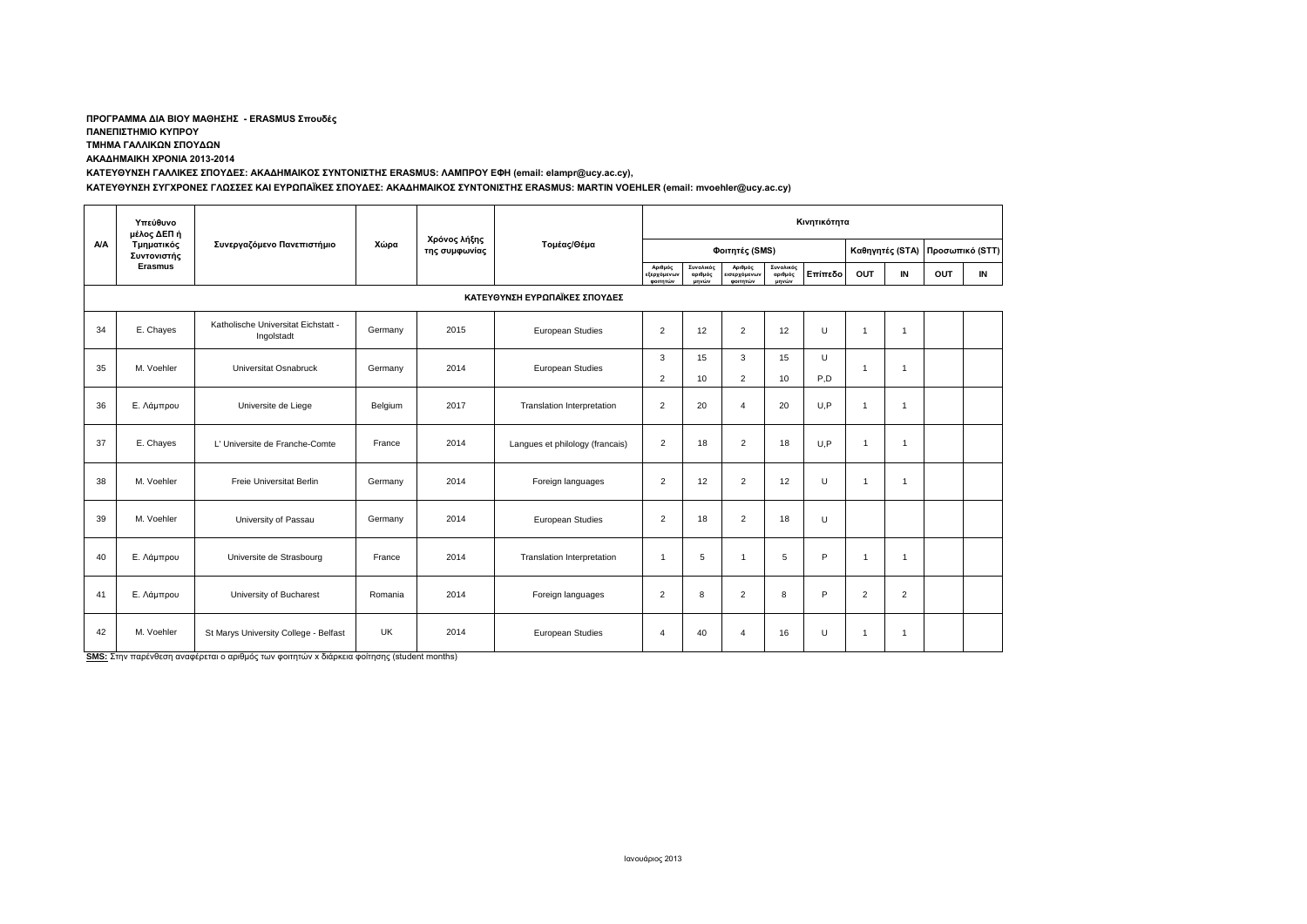**ΠΡΟΓΡΑΜΜΑ ΔΙΑ ΒΙΟΥ ΜΑΘΗΣΗΣ - ERASMUS Σπουδές**

**ΠΑΝΕΠΙΣΤΗΜΙΟ ΚΥΠΡΟΥ**

**ΤΜΗΜΑ ΓΑΛΛΙΚΩΝ ΣΠΟΥΔΩΝ**

**ΑΚΑΔΗΜΑΙΚΗ ΧΡΟΝΙΑ 2013-2014**

**ΚΑΤΕΥΘΥΝΣΗ ΓΑΛΛΙΚΕΣ ΣΠΟΥΔΕΣ: ΑΚΑΔΗΜΑΙΚΟΣ ΣΥΝΤΟΝΙΣΤΗΣ ERASMUS: ΛΑΜΠΡΟΥ ΕΦΗ (email: elampr@ucy.ac.cy),**

**ΚΑΤΕΥΘΥΝΣΗ ΣΥΓΧΡΟΝΕΣ ΓΛΩΣΣΕΣ ΚΑΙ ΕΥΡΩΠΑΪΚΕΣ ΣΠΟΥΔΕΣ: ΑΚΑΔΗΜΑΙΚΟΣ ΣΥΝΤΟΝΙΣΤΗΣ ERASMUS: MARTIN VOEHLER (email: mvoehler@ucy.ac.cy)**

| Α/Α | Υπεύθυνο μέλος ΔΕΠ ή Τμηματικός Συντονιστής Erasmus | Συνεργαζόμενο Πανεπιστήμιο | Χώρα | Χρόνος λήξης της συμφωνίας | Τομέας/Θέμα | Κινητικότητα | | | | | | | | |
|---|---|---|---|---|---|---|---|---|---|---|---|---|---|---|
| | | | | | | Φοιτητές (SMS) | | | | | Καθηγητές (STA) | | Προσωπικό (STT) | |
| | | | | | | Αριθμός εξερχόμενων φοιτητών | Συνολικός αριθμός μηνών | Αριθμός εισερχόμενων φοιτητών | Συνολικός αριθμός μηνών | Επίπεδο | OUT | IN | OUT | IN |
| | | | | | ΚΑΤΕΥΘΥΝΣΗ ΕΥΡΩΠΑΪΚΕΣ ΣΠΟΥΔΕΣ | | | | | | | | | |
| 34 | E. Chayes | Katholische Universitat Eichstatt - Ingolstadt | Germany | 2015 | European Studies | 2 | 12 | 2 | 12 | U | 1 | 1 | | |
| 35 | M. Voehler | Universitat Osnabruck | Germany | 2014 | European Studies | 3 | 15 | 3 | 15 | U | 1 | 1 | | |
| | | | | | | 2 | 10 | 2 | 10 | P,D | | | | |
| 36 | Ε. Λάμπρου | Universite de Liege | Belgium | 2017 | Translation Interpretation | 2 | 20 | 4 | 20 | U,P | 1 | 1 | | |
| 37 | E. Chayes | L' Universite de Franche-Comte | France | 2014 | Langues et philology (francais) | 2 | 18 | 2 | 18 | U,P | 1 | 1 | | |
| 38 | M. Voehler | Freie Universitat Berlin | Germany | 2014 | Foreign languages | 2 | 12 | 2 | 12 | U | 1 | 1 | | |
| 39 | M. Voehler | University of Passau | Germany | 2014 | European Studies | 2 | 18 | 2 | 18 | U | | | | |
| 40 | Ε. Λάμπρου | Universite de Strasbourg | France | 2014 | Translation Interpretation | 1 | 5 | 1 | 5 | P | 1 | 1 | | |
| 41 | Ε. Λάμπρου | University of Bucharest | Romania | 2014 | Foreign languages | 2 | 8 | 2 | 8 | P | 2 | 2 | | |
| 42 | M. Voehler | St Marys University College - Belfast | UK | 2014 | European Studies | 4 | 40 | 4 | 16 | U | 1 | 1 | | |

**SMS:** Στην παρένθεση αναφέρεται ο αριθμός των φοιτητών x διάρκεια φοίτησης (student months)

Ιανουάριος 2013